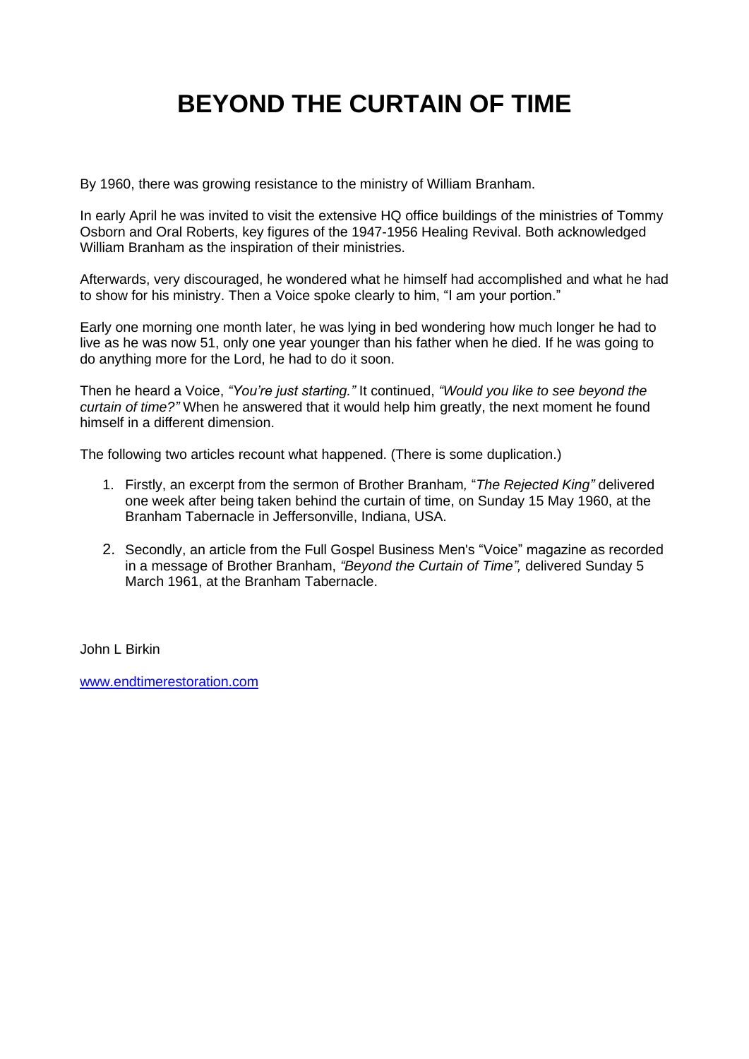# BEYOND THE CURTAIN OF TIME

By 1960, there was growing resistance to the ministry of William Branham.

In early April he was invited to visit the extensive HQ office buildings of the ministries of Tommy Osborn and Oral Roberts, key figures of the 1947-1956 Healing Revival. Both acknowledged William Branham as the inspiration of their ministries.

Afterwards, very discouraged, he wondered what he himself had accomplished and what he had to show for his ministry. Then a Voice spoke clearly to him, "I am your portion."

Early one morning one month later, he was lying in bed wondering how much longer he had to live as he was now 51, only one year younger than his father when he died. If he was going to do anything more for the Lord, he had to do it soon.

Then he heard a Voice, *"You're just starting."* It continued, *"Would you like to see beyond the curtain of time?"* When he answered that it would help him greatly, the next moment he found himself in a different dimension.

The following two articles recount what happened. (There is some duplication.)

1. Firstly, an excerpt from the sermon of Brother Branham, "*The Rejected King"* delivered one week after being taken behind the curtain of time, on Sunday 15 May 1960, at the Branham Tabernacle in Jeffersonville, Indiana, USA.
2. Secondly, an article from the Full Gospel Business Men's "Voice" magazine as recorded in a message of Brother Branham, *"Beyond the Curtain of Time",* delivered Sunday 5 March 1961, at the Branham Tabernacle.

John L Birkin

www.endtimerestoration.com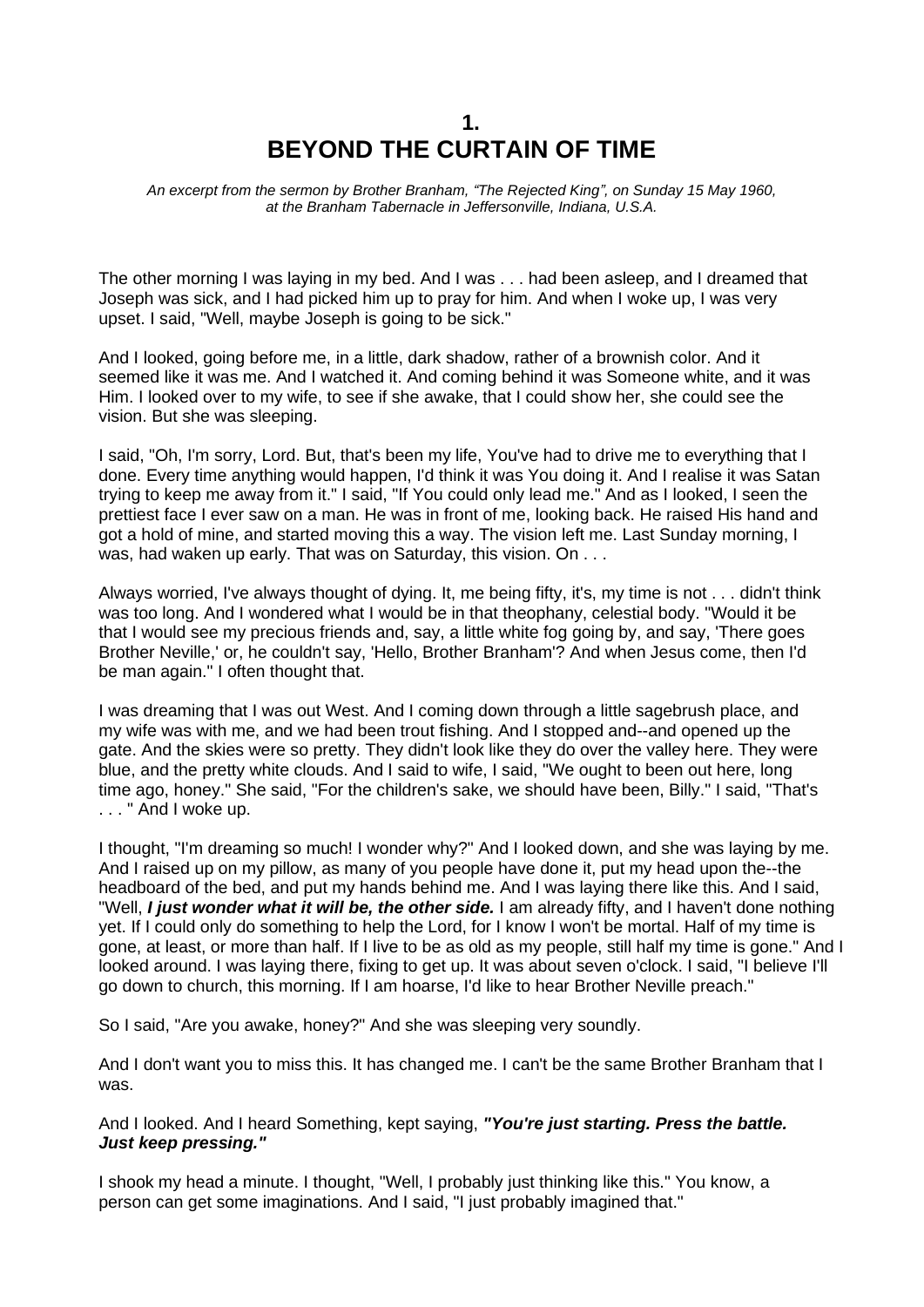# 1.
# BEYOND THE CURTAIN OF TIME

*An excerpt from the sermon by Brother Branham, "The Rejected King", on Sunday 15 May 1960, at the Branham Tabernacle in Jeffersonville, Indiana, U.S.A.*

The other morning I was laying in my bed. And I was . . . had been asleep, and I dreamed that Joseph was sick, and I had picked him up to pray for him. And when I woke up, I was very upset. I said, "Well, maybe Joseph is going to be sick."

And I looked, going before me, in a little, dark shadow, rather of a brownish color. And it seemed like it was me. And I watched it. And coming behind it was Someone white, and it was Him. I looked over to my wife, to see if she awake, that I could show her, she could see the vision. But she was sleeping.

I said, "Oh, I'm sorry, Lord. But, that's been my life, You've had to drive me to everything that I done. Every time anything would happen, I'd think it was You doing it. And I realise it was Satan trying to keep me away from it." I said, "If You could only lead me." And as I looked, I seen the prettiest face I ever saw on a man. He was in front of me, looking back. He raised His hand and got a hold of mine, and started moving this a way. The vision left me. Last Sunday morning, I was, had waken up early. That was on Saturday, this vision. On . . .

Always worried, I've always thought of dying. It, me being fifty, it's, my time is not . . . didn't think was too long. And I wondered what I would be in that theophany, celestial body. "Would it be that I would see my precious friends and, say, a little white fog going by, and say, 'There goes Brother Neville,' or, he couldn't say, 'Hello, Brother Branham'? And when Jesus come, then I'd be man again." I often thought that.

I was dreaming that I was out West. And I coming down through a little sagebrush place, and my wife was with me, and we had been trout fishing. And I stopped and--and opened up the gate. And the skies were so pretty. They didn't look like they do over the valley here. They were blue, and the pretty white clouds. And I said to wife, I said, "We ought to been out here, long time ago, honey." She said, "For the children's sake, we should have been, Billy." I said, "That's . . . " And I woke up.

I thought, "I'm dreaming so much! I wonder why?" And I looked down, and she was laying by me. And I raised up on my pillow, as many of you people have done it, put my head upon the--the headboard of the bed, and put my hands behind me. And I was laying there like this. And I said, "Well, ***I just wonder what it will be, the other side.*** I am already fifty, and I haven't done nothing yet. If I could only do something to help the Lord, for I know I won't be mortal. Half of my time is gone, at least, or more than half. If I live to be as old as my people, still half my time is gone." And I looked around. I was laying there, fixing to get up. It was about seven o'clock. I said, "I believe I'll go down to church, this morning. If I am hoarse, I'd like to hear Brother Neville preach."

So I said, "Are you awake, honey?" And she was sleeping very soundly.

And I don't want you to miss this. It has changed me. I can't be the same Brother Branham that I was.

And I looked. And I heard Something, kept saying, ***"You're just starting. Press the battle. Just keep pressing."***

I shook my head a minute. I thought, "Well, I probably just thinking like this." You know, a person can get some imaginations. And I said, "I just probably imagined that."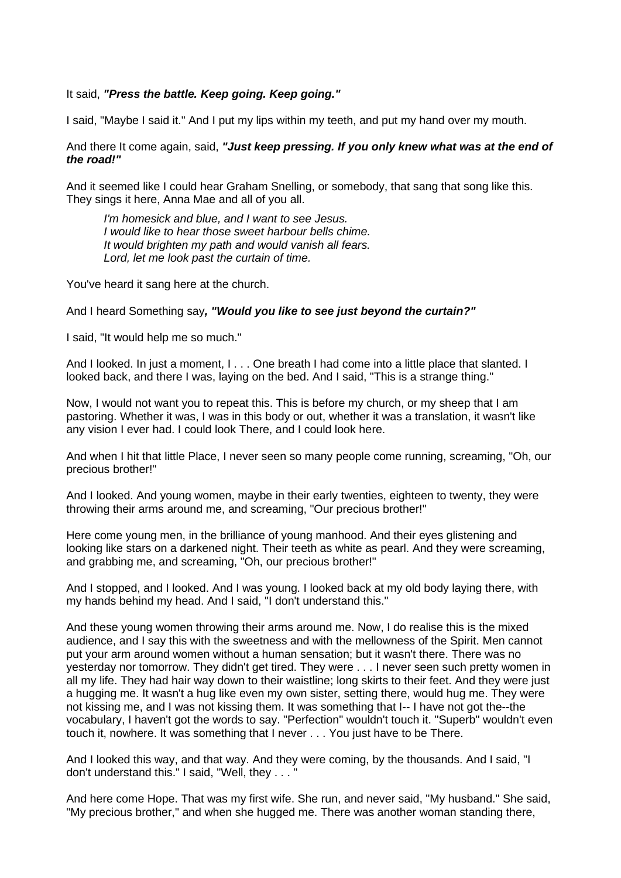It said, ***"Press the battle. Keep going. Keep going."***

I said, "Maybe I said it." And I put my lips within my teeth, and put my hand over my mouth.

And there It come again, said, ***"Just keep pressing. If you only knew what was at the end of the road!"***

And it seemed like I could hear Graham Snelling, or somebody, that sang that song like this. They sings it here, Anna Mae and all of you all.

> *I'm homesick and blue, and I want to see Jesus.*
> *I would like to hear those sweet harbour bells chime.*
> *It would brighten my path and would vanish all fears.*
> *Lord, let me look past the curtain of time.*

You've heard it sang here at the church.

And I heard Something say***, "Would you like to see just beyond the curtain?"***

I said, "It would help me so much."

And I looked. In just a moment, I . . . One breath I had come into a little place that slanted. I looked back, and there I was, laying on the bed. And I said, "This is a strange thing."

Now, I would not want you to repeat this. This is before my church, or my sheep that I am pastoring. Whether it was, I was in this body or out, whether it was a translation, it wasn't like any vision I ever had. I could look There, and I could look here.

And when I hit that little Place, I never seen so many people come running, screaming, "Oh, our precious brother!"

And I looked. And young women, maybe in their early twenties, eighteen to twenty, they were throwing their arms around me, and screaming, "Our precious brother!"

Here come young men, in the brilliance of young manhood. And their eyes glistening and looking like stars on a darkened night. Their teeth as white as pearl. And they were screaming, and grabbing me, and screaming, "Oh, our precious brother!"

And I stopped, and I looked. And I was young. I looked back at my old body laying there, with my hands behind my head. And I said, "I don't understand this."

And these young women throwing their arms around me. Now, I do realise this is the mixed audience, and I say this with the sweetness and with the mellowness of the Spirit. Men cannot put your arm around women without a human sensation; but it wasn't there. There was no yesterday nor tomorrow. They didn't get tired. They were . . . I never seen such pretty women in all my life. They had hair way down to their waistline; long skirts to their feet. And they were just a hugging me. It wasn't a hug like even my own sister, setting there, would hug me. They were not kissing me, and I was not kissing them. It was something that I-- I have not got the--the vocabulary, I haven't got the words to say. "Perfection" wouldn't touch it. "Superb" wouldn't even touch it, nowhere. It was something that I never . . . You just have to be There.

And I looked this way, and that way. And they were coming, by the thousands. And I said, "I don't understand this." I said, "Well, they . . . "

And here come Hope. That was my first wife. She run, and never said, "My husband." She said, "My precious brother," and when she hugged me. There was another woman standing there,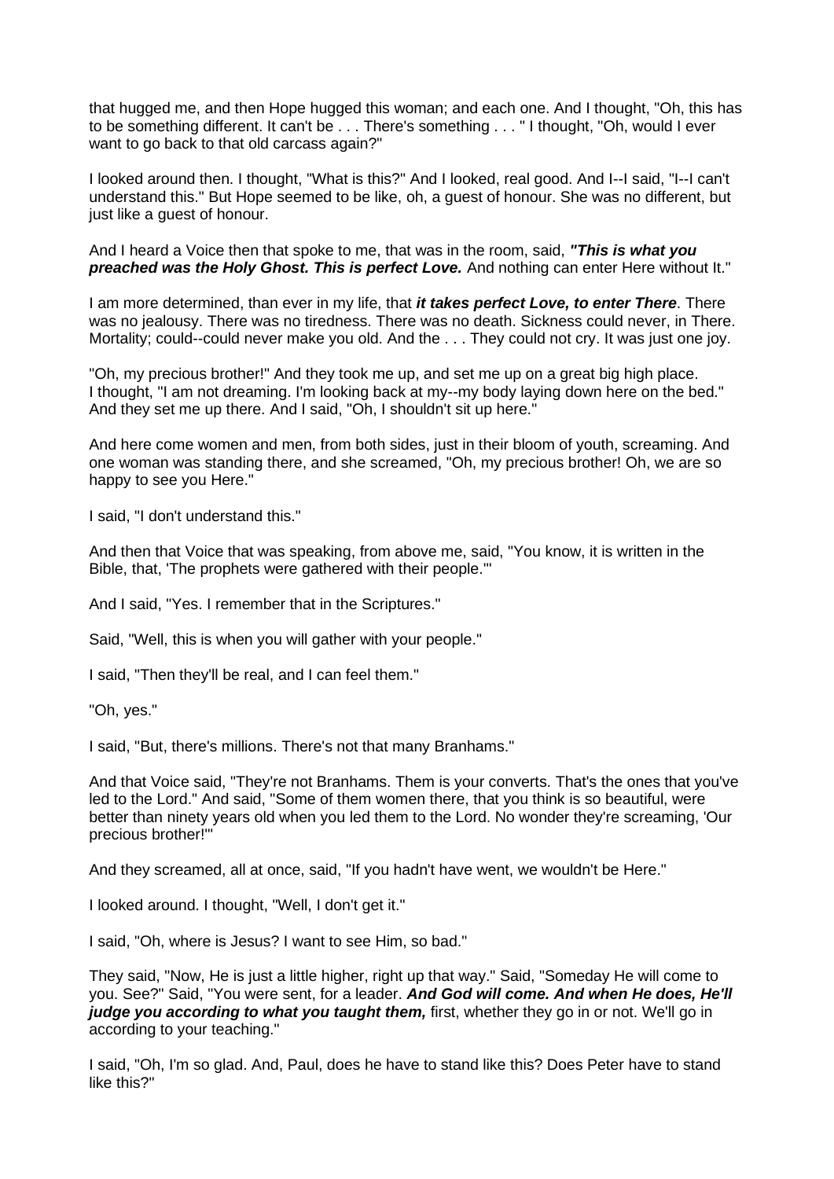that hugged me, and then Hope hugged this woman; and each one. And I thought, "Oh, this has to be something different. It can't be . . . There's something . . . " I thought, "Oh, would I ever want to go back to that old carcass again?"

I looked around then. I thought, "What is this?" And I looked, real good. And I--I said, "I--I can't understand this." But Hope seemed to be like, oh, a guest of honour. She was no different, but just like a guest of honour.

And I heard a Voice then that spoke to me, that was in the room, said, ***"This is what you preached was the Holy Ghost. This is perfect Love.*** And nothing can enter Here without It."

I am more determined, than ever in my life, that ***it takes perfect Love, to enter There***. There was no jealousy. There was no tiredness. There was no death. Sickness could never, in There. Mortality; could--could never make you old. And the . . . They could not cry. It was just one joy.

"Oh, my precious brother!" And they took me up, and set me up on a great big high place. I thought, "I am not dreaming. I'm looking back at my--my body laying down here on the bed." And they set me up there. And I said, "Oh, I shouldn't sit up here."

And here come women and men, from both sides, just in their bloom of youth, screaming. And one woman was standing there, and she screamed, "Oh, my precious brother! Oh, we are so happy to see you Here."

I said, "I don't understand this."

And then that Voice that was speaking, from above me, said, "You know, it is written in the Bible, that, 'The prophets were gathered with their people.'"

And I said, "Yes. I remember that in the Scriptures."

Said, "Well, this is when you will gather with your people."

I said, "Then they'll be real, and I can feel them."

"Oh, yes."

I said, "But, there's millions. There's not that many Branhams."

And that Voice said, "They're not Branhams. Them is your converts. That's the ones that you've led to the Lord." And said, "Some of them women there, that you think is so beautiful, were better than ninety years old when you led them to the Lord. No wonder they're screaming, 'Our precious brother!'"

And they screamed, all at once, said, "If you hadn't have went, we wouldn't be Here."

I looked around. I thought, "Well, I don't get it."

I said, "Oh, where is Jesus? I want to see Him, so bad."

They said, "Now, He is just a little higher, right up that way." Said, "Someday He will come to you. See?" Said, "You were sent, for a leader. ***And God will come. And when He does, He'll judge you according to what you taught them,*** first, whether they go in or not. We'll go in according to your teaching."

I said, "Oh, I'm so glad. And, Paul, does he have to stand like this? Does Peter have to stand like this?"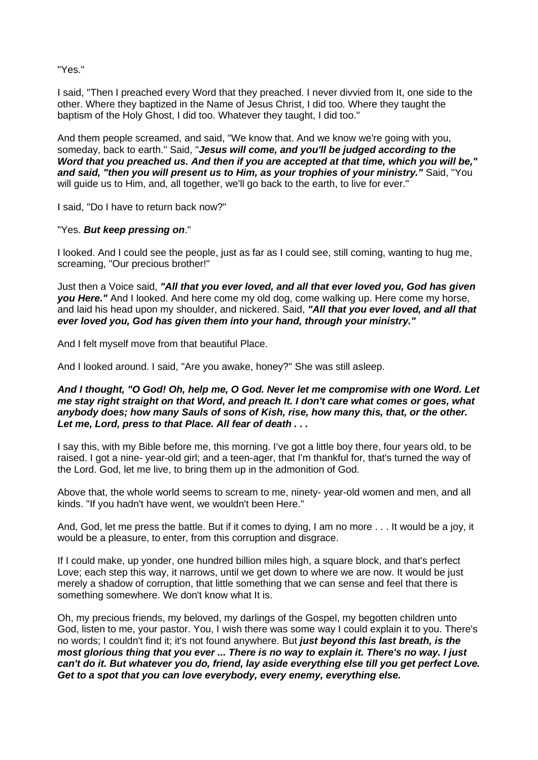"Yes."

I said, "Then I preached every Word that they preached. I never divvied from It, one side to the other. Where they baptized in the Name of Jesus Christ, I did too. Where they taught the baptism of the Holy Ghost, I did too. Whatever they taught, I did too."

And them people screamed, and said, "We know that. And we know we're going with you, someday, back to earth." Said, "***Jesus will come, and you'll be judged according to the Word that you preached us. And then if you are accepted at that time, which you will be," and said, "then you will present us to Him, as your trophies of your ministry."*** Said, "You will guide us to Him, and, all together, we'll go back to the earth, to live for ever."

I said, "Do I have to return back now?"

"Yes. ***But keep pressing on***."

I looked. And I could see the people, just as far as I could see, still coming, wanting to hug me, screaming, "Our precious brother!"

Just then a Voice said, ***"All that you ever loved, and all that ever loved you, God has given you Here."*** And I looked. And here come my old dog, come walking up. Here come my horse, and laid his head upon my shoulder, and nickered. Said, ***"All that you ever loved, and all that ever loved you, God has given them into your hand, through your ministry."***

And I felt myself move from that beautiful Place.

And I looked around. I said, "Are you awake, honey?" She was still asleep.

***And I thought, "O God! Oh, help me, O God. Never let me compromise with one Word. Let me stay right straight on that Word, and preach It. I don't care what comes or goes, what anybody does; how many Sauls of sons of Kish, rise, how many this, that, or the other. Let me, Lord, press to that Place. All fear of death . . .***

I say this, with my Bible before me, this morning. I've got a little boy there, four years old, to be raised. I got a nine- year-old girl; and a teen-ager, that I'm thankful for, that's turned the way of the Lord. God, let me live, to bring them up in the admonition of God.

Above that, the whole world seems to scream to me, ninety- year-old women and men, and all kinds. "If you hadn't have went, we wouldn't been Here."

And, God, let me press the battle. But if it comes to dying, I am no more . . . It would be a joy, it would be a pleasure, to enter, from this corruption and disgrace.

If I could make, up yonder, one hundred billion miles high, a square block, and that's perfect Love; each step this way, it narrows, until we get down to where we are now. It would be just merely a shadow of corruption, that little something that we can sense and feel that there is something somewhere. We don't know what It is.

Oh, my precious friends, my beloved, my darlings of the Gospel, my begotten children unto God, listen to me, your pastor. You, I wish there was some way I could explain it to you. There's no words; I couldn't find it; it's not found anywhere. But ***just beyond this last breath, is the most glorious thing that you ever ... There is no way to explain it. There's no way. I just can't do it. But whatever you do, friend, lay aside everything else till you get perfect Love. Get to a spot that you can love everybody, every enemy, everything else.***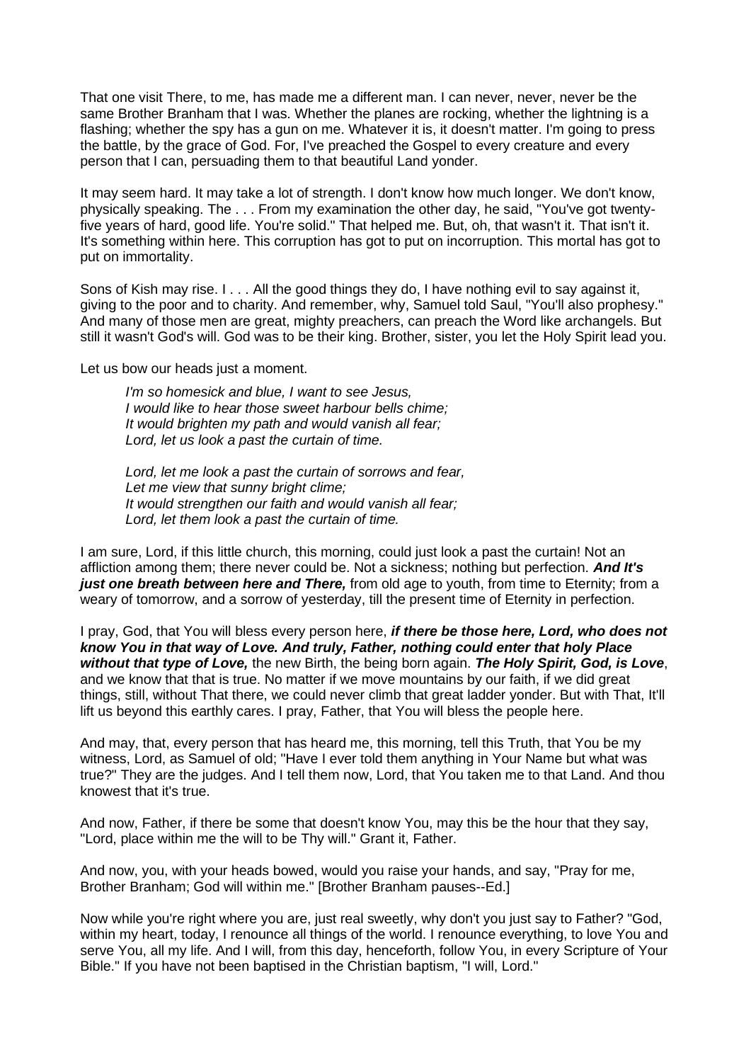That one visit There, to me, has made me a different man. I can never, never, never be the same Brother Branham that I was. Whether the planes are rocking, whether the lightning is a flashing; whether the spy has a gun on me. Whatever it is, it doesn't matter. I'm going to press the battle, by the grace of God. For, I've preached the Gospel to every creature and every person that I can, persuading them to that beautiful Land yonder.

It may seem hard. It may take a lot of strength. I don't know how much longer. We don't know, physically speaking. The . . . From my examination the other day, he said, "You've got twenty-five years of hard, good life. You're solid." That helped me. But, oh, that wasn't it. That isn't it. It's something within here. This corruption has got to put on incorruption. This mortal has got to put on immortality.

Sons of Kish may rise. I . . . All the good things they do, I have nothing evil to say against it, giving to the poor and to charity. And remember, why, Samuel told Saul, "You'll also prophesy." And many of those men are great, mighty preachers, can preach the Word like archangels. But still it wasn't God's will. God was to be their king. Brother, sister, you let the Holy Spirit lead you.

Let us bow our heads just a moment.

> *I'm so homesick and blue, I want to see Jesus,*
> *I would like to hear those sweet harbour bells chime;*
> *It would brighten my path and would vanish all fear;*
> *Lord, let us look a past the curtain of time.*
>
> *Lord, let me look a past the curtain of sorrows and fear,*
> *Let me view that sunny bright clime;*
> *It would strengthen our faith and would vanish all fear;*
> *Lord, let them look a past the curtain of time.*

I am sure, Lord, if this little church, this morning, could just look a past the curtain! Not an affliction among them; there never could be. Not a sickness; nothing but perfection. ***And It's just one breath between here and There,*** from old age to youth, from time to Eternity; from a weary of tomorrow, and a sorrow of yesterday, till the present time of Eternity in perfection.

I pray, God, that You will bless every person here, ***if there be those here, Lord, who does not know You in that way of Love. And truly, Father, nothing could enter that holy Place without that type of Love,*** the new Birth, the being born again. ***The Holy Spirit, God, is Love***, and we know that that is true. No matter if we move mountains by our faith, if we did great things, still, without That there, we could never climb that great ladder yonder. But with That, It'll lift us beyond this earthly cares. I pray, Father, that You will bless the people here.

And may, that, every person that has heard me, this morning, tell this Truth, that You be my witness, Lord, as Samuel of old; "Have I ever told them anything in Your Name but what was true?" They are the judges. And I tell them now, Lord, that You taken me to that Land. And thou knowest that it's true.

And now, Father, if there be some that doesn't know You, may this be the hour that they say, "Lord, place within me the will to be Thy will." Grant it, Father.

And now, you, with your heads bowed, would you raise your hands, and say, "Pray for me, Brother Branham; God will within me." [Brother Branham pauses--Ed.]

Now while you're right where you are, just real sweetly, why don't you just say to Father? "God, within my heart, today, I renounce all things of the world. I renounce everything, to love You and serve You, all my life. And I will, from this day, henceforth, follow You, in every Scripture of Your Bible." If you have not been baptised in the Christian baptism, "I will, Lord."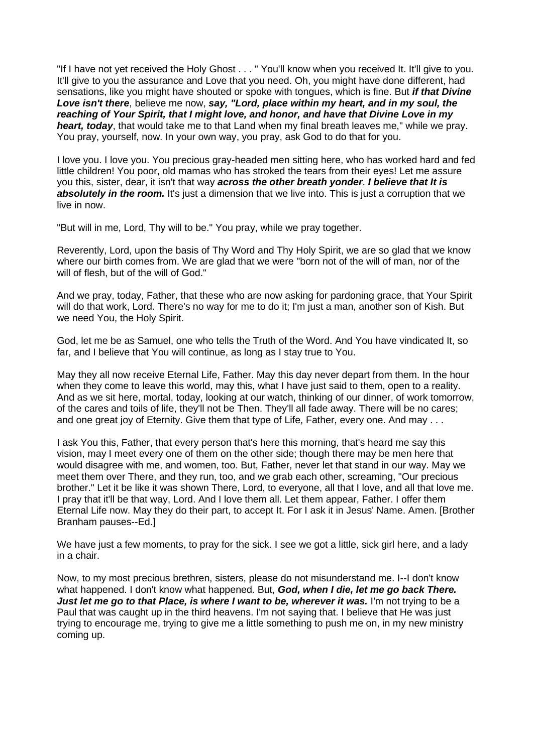"If I have not yet received the Holy Ghost . . . " You'll know when you received It. It'll give to you. It'll give to you the assurance and Love that you need. Oh, you might have done different, had sensations, like you might have shouted or spoke with tongues, which is fine. But ***if that Divine Love isn't there***, believe me now, ***say, "Lord, place within my heart, and in my soul, the reaching of Your Spirit, that I might love, and honor, and have that Divine Love in my heart, today***, that would take me to that Land when my final breath leaves me," while we pray. You pray, yourself, now. In your own way, you pray, ask God to do that for you.

I love you. I love you. You precious gray-headed men sitting here, who has worked hard and fed little children! You poor, old mamas who has stroked the tears from their eyes! Let me assure you this, sister, dear, it isn't that way ***across the other breath yonder***. ***I believe that It is absolutely in the room.*** It's just a dimension that we live into. This is just a corruption that we live in now.

"But will in me, Lord, Thy will to be." You pray, while we pray together.

Reverently, Lord, upon the basis of Thy Word and Thy Holy Spirit, we are so glad that we know where our birth comes from. We are glad that we were "born not of the will of man, nor of the will of flesh, but of the will of God."

And we pray, today, Father, that these who are now asking for pardoning grace, that Your Spirit will do that work, Lord. There's no way for me to do it; I'm just a man, another son of Kish. But we need You, the Holy Spirit.

God, let me be as Samuel, one who tells the Truth of the Word. And You have vindicated It, so far, and I believe that You will continue, as long as I stay true to You.

May they all now receive Eternal Life, Father. May this day never depart from them. In the hour when they come to leave this world, may this, what I have just said to them, open to a reality. And as we sit here, mortal, today, looking at our watch, thinking of our dinner, of work tomorrow, of the cares and toils of life, they'll not be Then. They'll all fade away. There will be no cares; and one great joy of Eternity. Give them that type of Life, Father, every one. And may . . .

I ask You this, Father, that every person that's here this morning, that's heard me say this vision, may I meet every one of them on the other side; though there may be men here that would disagree with me, and women, too. But, Father, never let that stand in our way. May we meet them over There, and they run, too, and we grab each other, screaming, "Our precious brother." Let it be like it was shown There, Lord, to everyone, all that I love, and all that love me. I pray that it'll be that way, Lord. And I love them all. Let them appear, Father. I offer them Eternal Life now. May they do their part, to accept It. For I ask it in Jesus' Name. Amen. [Brother Branham pauses--Ed.]

We have just a few moments, to pray for the sick. I see we got a little, sick girl here, and a lady in a chair.

Now, to my most precious brethren, sisters, please do not misunderstand me. I--I don't know what happened. I don't know what happened. But, ***God, when I die, let me go back There. Just let me go to that Place, is where I want to be, wherever it was.*** I'm not trying to be a Paul that was caught up in the third heavens. I'm not saying that. I believe that He was just trying to encourage me, trying to give me a little something to push me on, in my new ministry coming up.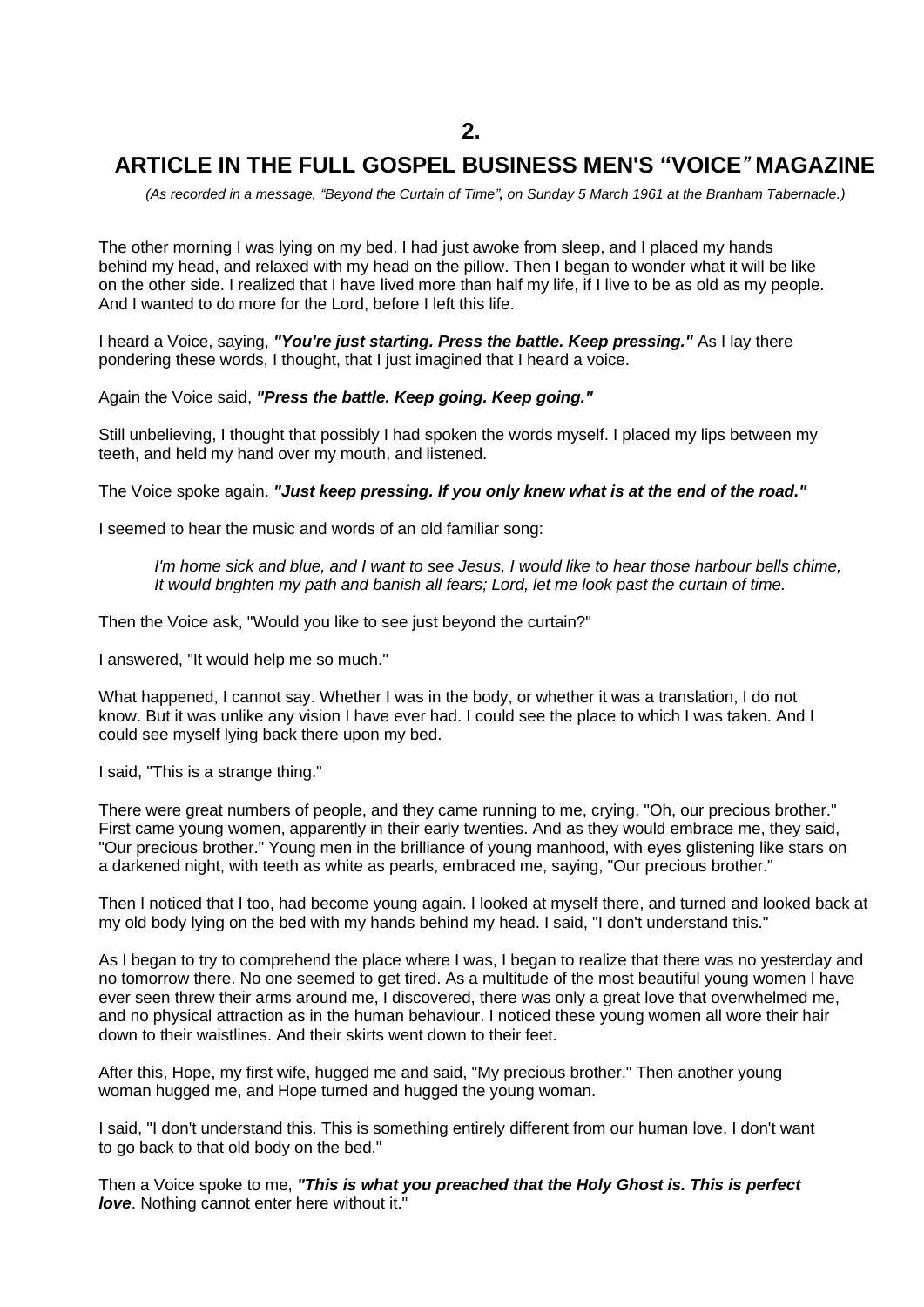## 2.

## ARTICLE IN THE FULL GOSPEL BUSINESS MEN'S "VOICE" MAGAZINE

*(As recorded in a message, "Beyond the Curtain of Time", on Sunday 5 March 1961 at the Branham Tabernacle.)*

The other morning I was lying on my bed. I had just awoke from sleep, and I placed my hands behind my head, and relaxed with my head on the pillow. Then I began to wonder what it will be like on the other side. I realized that I have lived more than half my life, if I live to be as old as my people. And I wanted to do more for the Lord, before I left this life.

I heard a Voice, saying, ***"You're just starting. Press the battle. Keep pressing."*** As I lay there pondering these words, I thought, that I just imagined that I heard a voice.

Again the Voice said, ***"Press the battle. Keep going. Keep going."***

Still unbelieving, I thought that possibly I had spoken the words myself. I placed my lips between my teeth, and held my hand over my mouth, and listened.

The Voice spoke again. ***"Just keep pressing. If you only knew what is at the end of the road."***

I seemed to hear the music and words of an old familiar song:

> *I'm home sick and blue, and I want to see Jesus, I would like to hear those harbour bells chime,*
> *It would brighten my path and banish all fears; Lord, let me look past the curtain of time.*

Then the Voice ask, "Would you like to see just beyond the curtain?"

I answered, "It would help me so much."

What happened, I cannot say. Whether I was in the body, or whether it was a translation, I do not know. But it was unlike any vision I have ever had. I could see the place to which I was taken. And I could see myself lying back there upon my bed.

I said, "This is a strange thing."

There were great numbers of people, and they came running to me, crying, "Oh, our precious brother." First came young women, apparently in their early twenties. And as they would embrace me, they said, "Our precious brother." Young men in the brilliance of young manhood, with eyes glistening like stars on a darkened night, with teeth as white as pearls, embraced me, saying, "Our precious brother."

Then I noticed that I too, had become young again. I looked at myself there, and turned and looked back at my old body lying on the bed with my hands behind my head. I said, "I don't understand this."

As I began to try to comprehend the place where I was, I began to realize that there was no yesterday and no tomorrow there. No one seemed to get tired. As a multitude of the most beautiful young women I have ever seen threw their arms around me, I discovered, there was only a great love that overwhelmed me, and no physical attraction as in the human behaviour. I noticed these young women all wore their hair down to their waistlines. And their skirts went down to their feet.

After this, Hope, my first wife, hugged me and said, "My precious brother." Then another young woman hugged me, and Hope turned and hugged the young woman.

I said, "I don't understand this. This is something entirely different from our human love. I don't want to go back to that old body on the bed."

Then a Voice spoke to me, ***"This is what you preached that the Holy Ghost is. This is perfect love***. Nothing cannot enter here without it."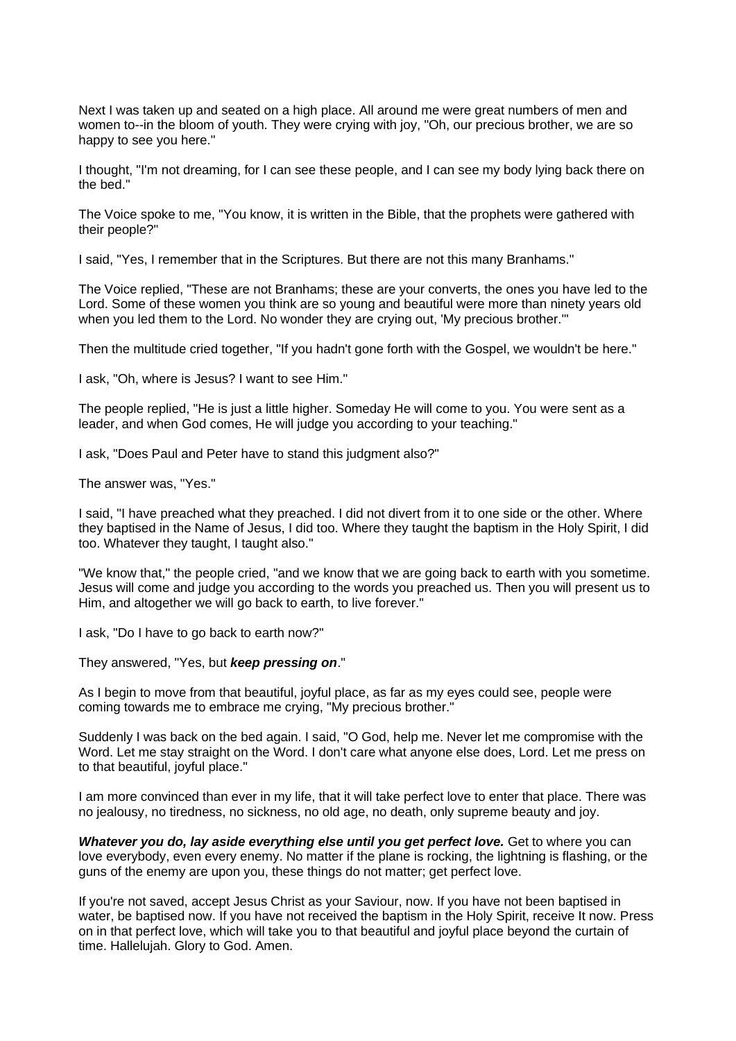Next I was taken up and seated on a high place. All around me were great numbers of men and women to--in the bloom of youth. They were crying with joy, "Oh, our precious brother, we are so happy to see you here."

I thought, "I'm not dreaming, for I can see these people, and I can see my body lying back there on the bed."

The Voice spoke to me, "You know, it is written in the Bible, that the prophets were gathered with their people?"

I said, "Yes, I remember that in the Scriptures. But there are not this many Branhams."

The Voice replied, "These are not Branhams; these are your converts, the ones you have led to the Lord. Some of these women you think are so young and beautiful were more than ninety years old when you led them to the Lord. No wonder they are crying out, 'My precious brother.'"

Then the multitude cried together, "If you hadn't gone forth with the Gospel, we wouldn't be here."

I ask, "Oh, where is Jesus? I want to see Him."

The people replied, "He is just a little higher. Someday He will come to you. You were sent as a leader, and when God comes, He will judge you according to your teaching."

I ask, "Does Paul and Peter have to stand this judgment also?"

The answer was, "Yes."

I said, "I have preached what they preached. I did not divert from it to one side or the other. Where they baptised in the Name of Jesus, I did too. Where they taught the baptism in the Holy Spirit, I did too. Whatever they taught, I taught also."

"We know that," the people cried, "and we know that we are going back to earth with you sometime. Jesus will come and judge you according to the words you preached us. Then you will present us to Him, and altogether we will go back to earth, to live forever."

I ask, "Do I have to go back to earth now?"

They answered, "Yes, but ***keep pressing on***."

As I begin to move from that beautiful, joyful place, as far as my eyes could see, people were coming towards me to embrace me crying, "My precious brother."

Suddenly I was back on the bed again. I said, "O God, help me. Never let me compromise with the Word. Let me stay straight on the Word. I don't care what anyone else does, Lord. Let me press on to that beautiful, joyful place."

I am more convinced than ever in my life, that it will take perfect love to enter that place. There was no jealousy, no tiredness, no sickness, no old age, no death, only supreme beauty and joy.

***Whatever you do, lay aside everything else until you get perfect love.*** Get to where you can love everybody, even every enemy. No matter if the plane is rocking, the lightning is flashing, or the guns of the enemy are upon you, these things do not matter; get perfect love.

If you're not saved, accept Jesus Christ as your Saviour, now. If you have not been baptised in water, be baptised now. If you have not received the baptism in the Holy Spirit, receive It now. Press on in that perfect love, which will take you to that beautiful and joyful place beyond the curtain of time. Hallelujah. Glory to God. Amen.